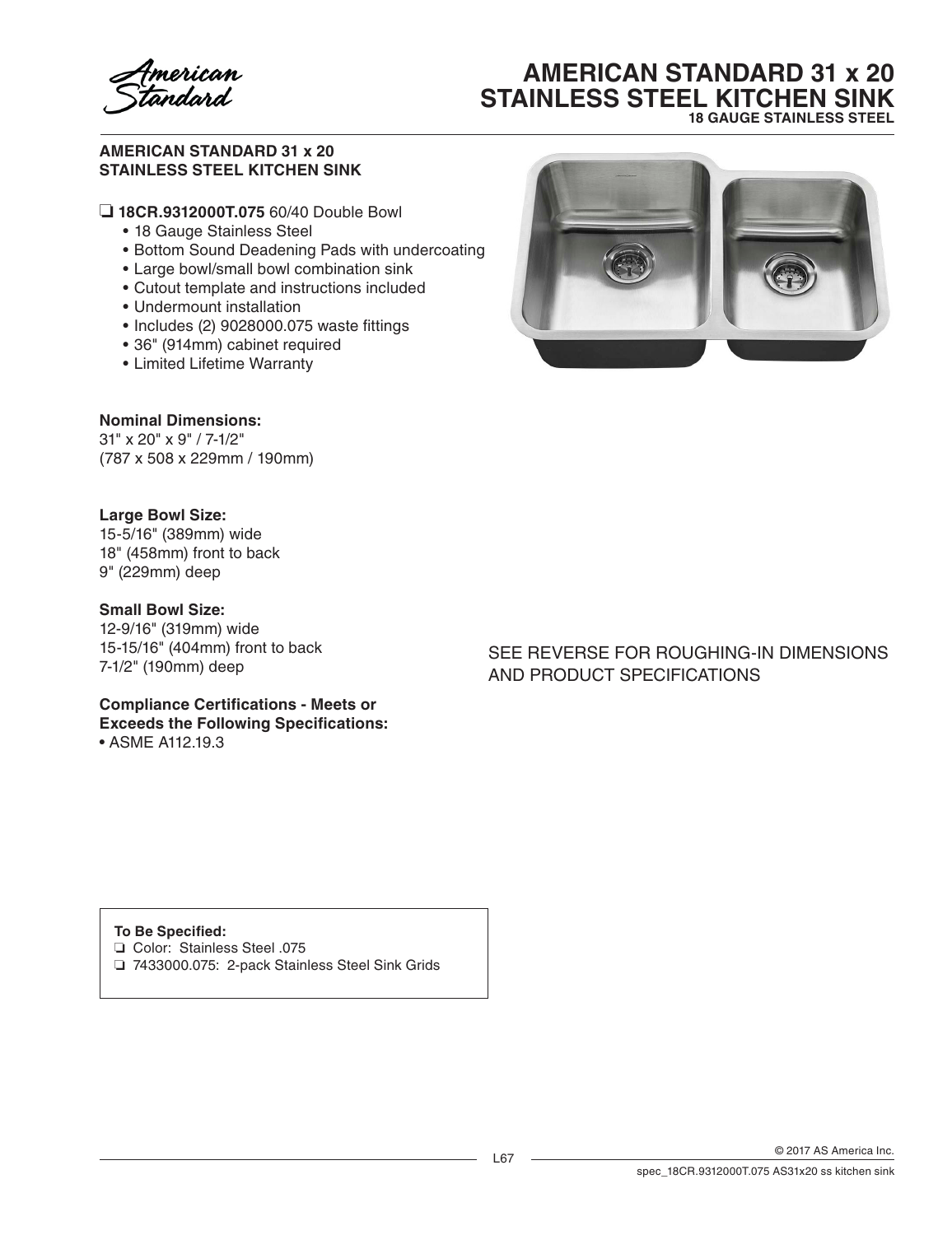# AMERICAN STANDARD 31 x 20 STAINLESS STEEL KITCHEN SINK

**18 GAUGE STAINLESS STEEL**

**AMERICAN STANDARD 31 x 20**
**STAINLESS STEEL KITCHEN SINK**

❑ **18CR.9312000T.075** 60/40 Double Bowl

- 18 Gauge Stainless Steel
- Bottom Sound Deadening Pads with undercoating
- Large bowl/small bowl combination sink
- Cutout template and instructions included
- Undermount installation
- Includes (2) 9028000.075 waste fittings
- 36" (914mm) cabinet required
- Limited Lifetime Warranty

**Nominal Dimensions:**
31" x 20" x 9" / 7-1/2"
(787 x 508 x 229mm / 190mm)

**Large Bowl Size:**
15-5/16" (389mm) wide
18" (458mm) front to back
9" (229mm) deep

**Small Bowl Size:**
12-9/16" (319mm) wide
15-15/16" (404mm) front to back
7-1/2" (190mm) deep

**Compliance Certifications - Meets or Exceeds the Following Specifications:**
- ASME A112.19.3

SEE REVERSE FOR ROUGHING-IN DIMENSIONS AND PRODUCT SPECIFICATIONS

**To Be Specified:**
❑ Color: Stainless Steel .075
❑ 7433000.075: 2-pack Stainless Steel Sink Grids

© 2017 AS America Inc.

spec_18CR.9312000T.075 AS31x20 ss kitchen sink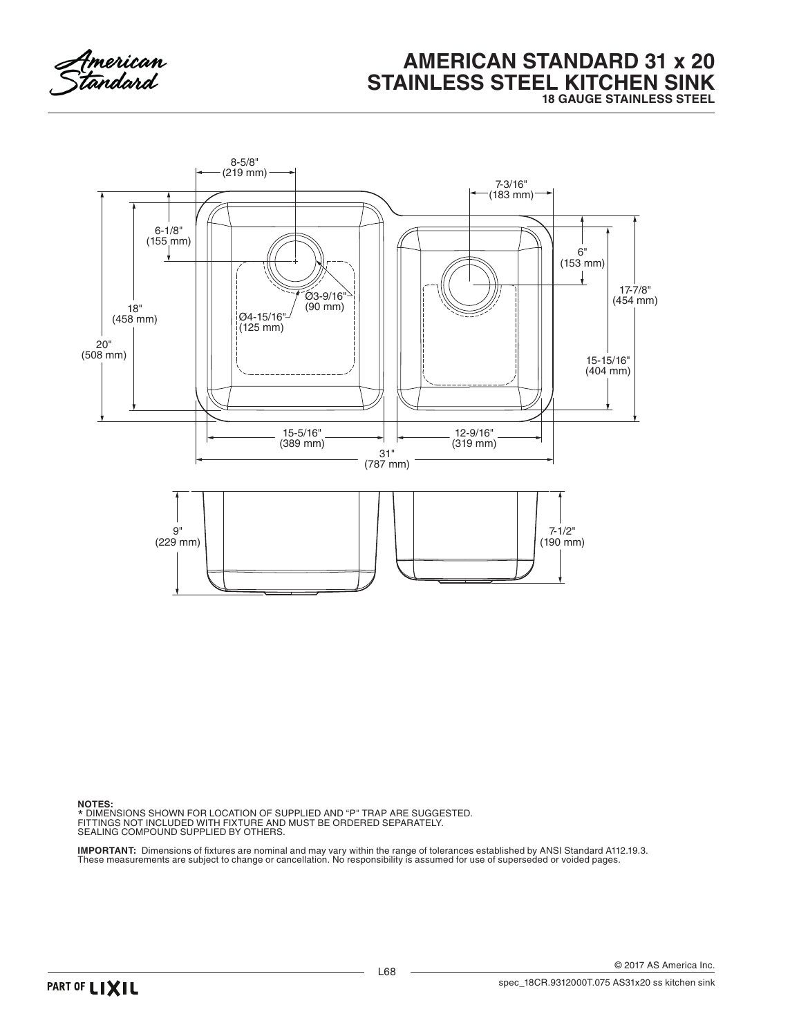# AMERICAN STANDARD 31 x 20 STAINLESS STEEL KITCHEN SINK

**18 GAUGE STAINLESS STEEL**

8-5/8"
(219 mm)

7-3/16"
(183 mm)

6-1/8"
(155 mm)

6"
(153 mm)

17-7/8"
(454 mm)

18"
(458 mm)

Ø3-9/16"
(90 mm)

Ø4-15/16"
(125 mm)

20"
(508 mm)

15-15/16"
(404 mm)

15-5/16"
(389 mm)

12-9/16"
(319 mm)

31"
(787 mm)

9"
(229 mm)

7-1/2"
(190 mm)

**NOTES:**
* DIMENSIONS SHOWN FOR LOCATION OF SUPPLIED AND "P" TRAP ARE SUGGESTED.
FITTINGS NOT INCLUDED WITH FIXTURE AND MUST BE ORDERED SEPARATELY.
SEALING COMPOUND SUPPLIED BY OTHERS.

**IMPORTANT:** Dimensions of fixtures are nominal and may vary within the range of tolerances established by ANSI Standard A112.19.3.
These measurements are subject to change or cancellation. No responsibility is assumed for use of superseded or voided pages.

© 2017 AS America Inc.

spec_18CR.9312000T.075 AS31x20 ss kitchen sink